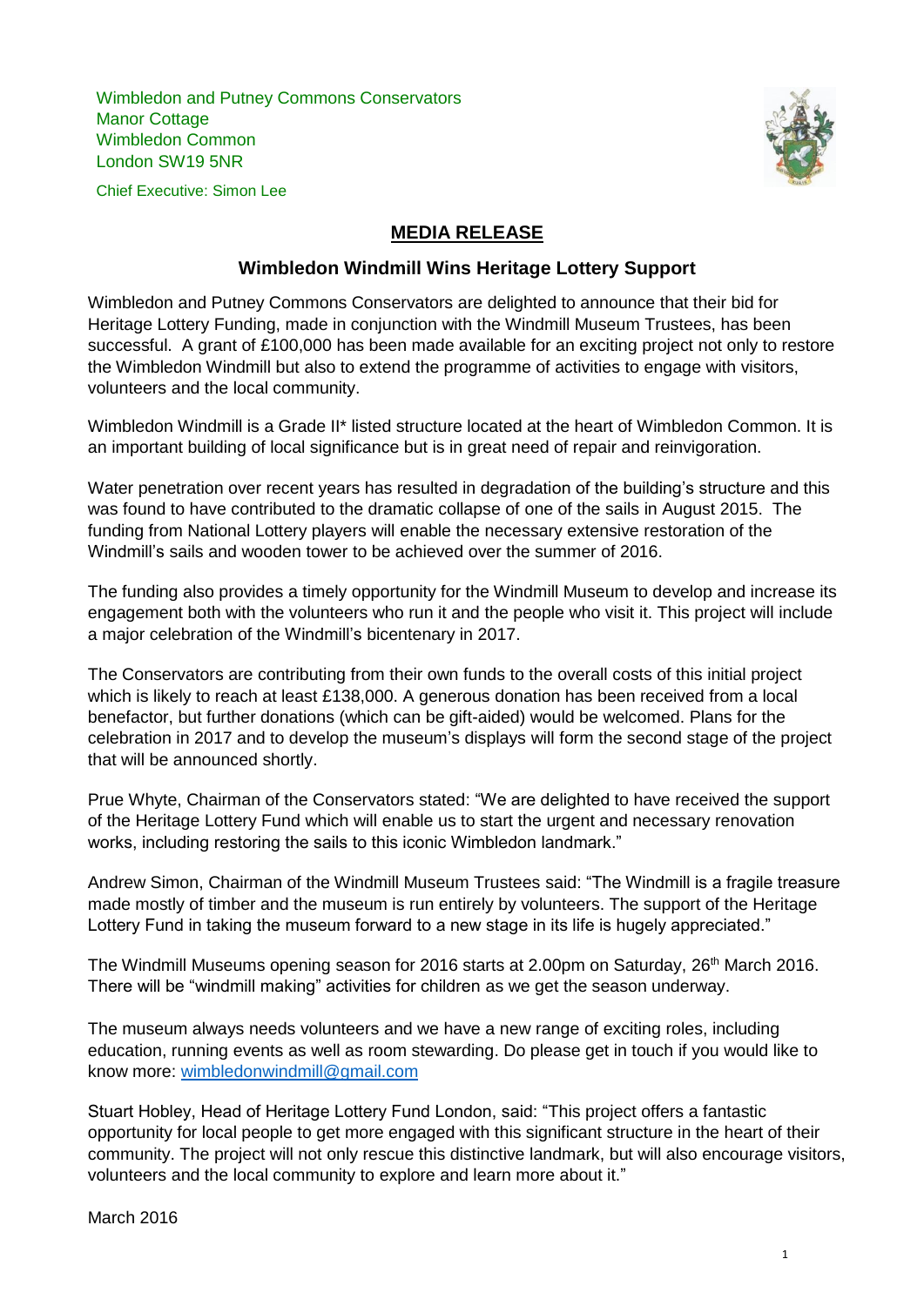Wimbledon and Putney Commons Conservators
Manor Cottage
Wimbledon Common
London SW19 5NR

Chief Executive: Simon Lee

## MEDIA RELEASE

### Wimbledon Windmill Wins Heritage Lottery Support

Wimbledon and Putney Commons Conservators are delighted to announce that their bid for Heritage Lottery Funding, made in conjunction with the Windmill Museum Trustees, has been successful. A grant of £100,000 has been made available for an exciting project not only to restore the Wimbledon Windmill but also to extend the programme of activities to engage with visitors, volunteers and the local community.

Wimbledon Windmill is a Grade II* listed structure located at the heart of Wimbledon Common. It is an important building of local significance but is in great need of repair and reinvigoration.

Water penetration over recent years has resulted in degradation of the building's structure and this was found to have contributed to the dramatic collapse of one of the sails in August 2015. The funding from National Lottery players will enable the necessary extensive restoration of the Windmill's sails and wooden tower to be achieved over the summer of 2016.

The funding also provides a timely opportunity for the Windmill Museum to develop and increase its engagement both with the volunteers who run it and the people who visit it. This project will include a major celebration of the Windmill's bicentenary in 2017.

The Conservators are contributing from their own funds to the overall costs of this initial project which is likely to reach at least £138,000. A generous donation has been received from a local benefactor, but further donations (which can be gift-aided) would be welcomed. Plans for the celebration in 2017 and to develop the museum's displays will form the second stage of the project that will be announced shortly.

Prue Whyte, Chairman of the Conservators stated: "We are delighted to have received the support of the Heritage Lottery Fund which will enable us to start the urgent and necessary renovation works, including restoring the sails to this iconic Wimbledon landmark."

Andrew Simon, Chairman of the Windmill Museum Trustees said: "The Windmill is a fragile treasure made mostly of timber and the museum is run entirely by volunteers. The support of the Heritage Lottery Fund in taking the museum forward to a new stage in its life is hugely appreciated."

The Windmill Museums opening season for 2016 starts at 2.00pm on Saturday, 26th March 2016. There will be "windmill making" activities for children as we get the season underway.

The museum always needs volunteers and we have a new range of exciting roles, including education, running events as well as room stewarding. Do please get in touch if you would like to know more: wimbledonwindmill@gmail.com

Stuart Hobley, Head of Heritage Lottery Fund London, said: "This project offers a fantastic opportunity for local people to get more engaged with this significant structure in the heart of their community. The project will not only rescue this distinctive landmark, but will also encourage visitors, volunteers and the local community to explore and learn more about it."

March 2016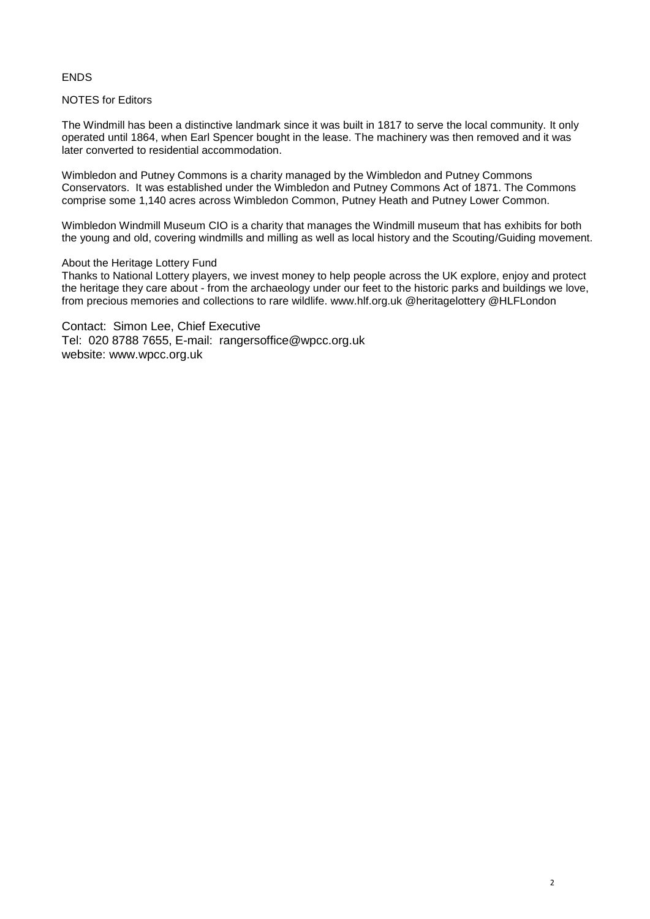ENDS

NOTES for Editors

The Windmill has been a distinctive landmark since it was built in 1817 to serve the local community. It only operated until 1864, when Earl Spencer bought in the lease. The machinery was then removed and it was later converted to residential accommodation.

Wimbledon and Putney Commons is a charity managed by the Wimbledon and Putney Commons Conservators. It was established under the Wimbledon and Putney Commons Act of 1871. The Commons comprise some 1,140 acres across Wimbledon Common, Putney Heath and Putney Lower Common.

Wimbledon Windmill Museum CIO is a charity that manages the Windmill museum that has exhibits for both the young and old, covering windmills and milling as well as local history and the Scouting/Guiding movement.

About the Heritage Lottery Fund
Thanks to National Lottery players, we invest money to help people across the UK explore, enjoy and protect the heritage they care about - from the archaeology under our feet to the historic parks and buildings we love, from precious memories and collections to rare wildlife. www.hlf.org.uk @heritagelottery @HLFLondon

Contact: Simon Lee, Chief Executive
Tel: 020 8788 7655, E-mail: rangersoffice@wpcc.org.uk
website: www.wpcc.org.uk